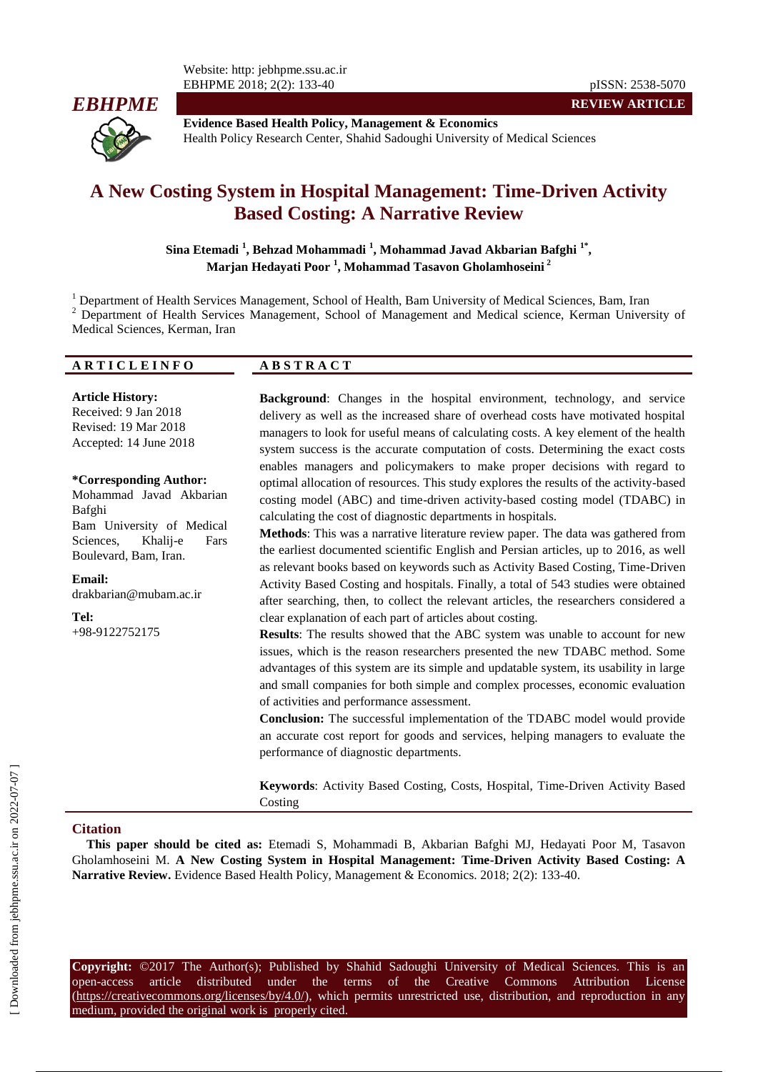REVIEW ARTICLE

**Evidence Based Health Policy, Management & Economics**
Health Policy Research Center, Shahid Sadoughi University of Medical Sciences

# A New Costing System in Hospital Management: Time-Driven Activity Based Costing: A Narrative Review

**Sina Etemadi [1], Behzad Mohammadi [1], Mohammad Javad Akbarian Bafghi [1*], Marjan Hedayati Poor [1], Mohammad Tasavon Gholamhoseini [2]**

[1] Department of Health Services Management, School of Health, Bam University of Medical Sciences, Bam, Iran
[2] Department of Health Services Management, School of Management and Medical science, Kerman University of Medical Sciences, Kerman, Iran

## ARTICLE INFO

**Article History:**
Received: 9 Jan 2018
Revised: 19 Mar 2018
Accepted: 14 June 2018

**\*Corresponding Author:**
Mohammad Javad Akbarian Bafghi
Bam University of Medical Sciences, Khalij-e Fars Boulevard, Bam, Iran.

**Email:**
drakbarian@mubam.ac.ir

**Tel:**
+98-9122752175

## ABSTRACT

**Background**: Changes in the hospital environment, technology, and service delivery as well as the increased share of overhead costs have motivated hospital managers to look for useful means of calculating costs. A key element of the health system success is the accurate computation of costs. Determining the exact costs enables managers and policymakers to make proper decisions with regard to optimal allocation of resources. This study explores the results of the activity-based costing model (ABC) and time-driven activity-based costing model (TDABC) in calculating the cost of diagnostic departments in hospitals.

**Methods**: This was a narrative literature review paper. The data was gathered from the earliest documented scientific English and Persian articles, up to 2016, as well as relevant books based on keywords such as Activity Based Costing, Time-Driven Activity Based Costing and hospitals. Finally, a total of 543 studies were obtained after searching, then, to collect the relevant articles, the researchers considered a clear explanation of each part of articles about costing.

**Results**: The results showed that the ABC system was unable to account for new issues, which is the reason researchers presented the new TDABC method. Some advantages of this system are its simple and updatable system, its usability in large and small companies for both simple and complex processes, economic evaluation of activities and performance assessment.

**Conclusion:** The successful implementation of the TDABC model would provide an accurate cost report for goods and services, helping managers to evaluate the performance of diagnostic departments.

**Keywords**: Activity Based Costing, Costs, Hospital, Time-Driven Activity Based Costing

## Citation

**This paper should be cited as:** Etemadi S, Mohammadi B, Akbarian Bafghi MJ, Hedayati Poor M, Tasavon Gholamhoseini M. **A New Costing System in Hospital Management: Time-Driven Activity Based Costing: A Narrative Review.** Evidence Based Health Policy, Management & Economics. 2018; 2(2): 133-40.

**Copyright:** ©2017 The Author(s); Published by Shahid Sadoughi University of Medical Sciences. This is an open-access article distributed under the terms of the Creative Commons Attribution License (https://creativecommons.org/licenses/by/4.0/), which permits unrestricted use, distribution, and reproduction in any medium, provided the original work is properly cited.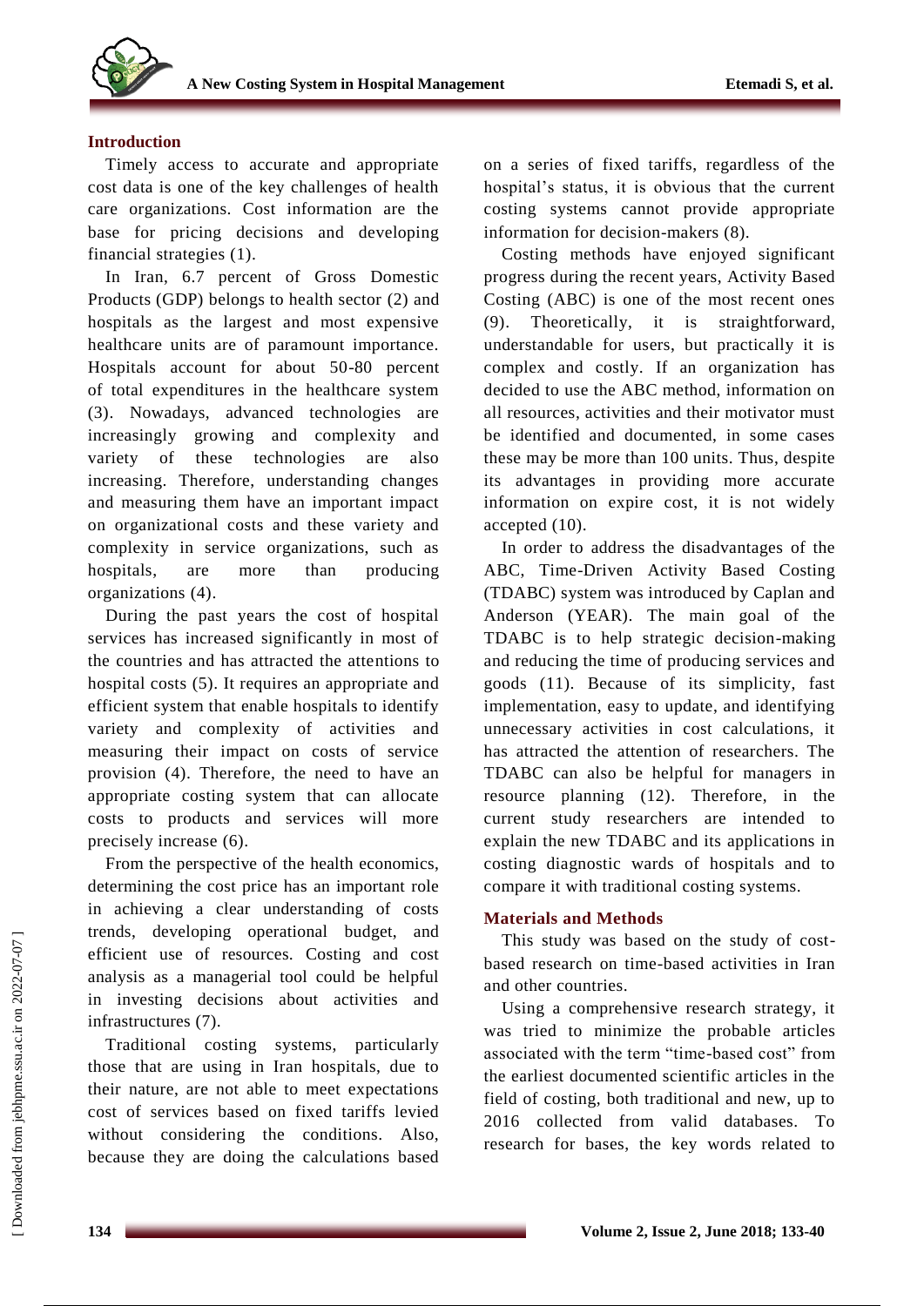## Introduction

Timely access to accurate and appropriate cost data is one of the key challenges of health care organizations. Cost information are the base for pricing decisions and developing financial strategies (1).

In Iran, 6.7 percent of Gross Domestic Products (GDP) belongs to health sector (2) and hospitals as the largest and most expensive healthcare units are of paramount importance. Hospitals account for about 50-80 percent of total expenditures in the healthcare system (3). Nowadays, advanced technologies are increasingly growing and complexity and variety of these technologies are also increasing. Therefore, understanding changes and measuring them have an important impact on organizational costs and these variety and complexity in service organizations, such as hospitals, are more than producing organizations (4).

During the past years the cost of hospital services has increased significantly in most of the countries and has attracted the attentions to hospital costs (5). It requires an appropriate and efficient system that enable hospitals to identify variety and complexity of activities and measuring their impact on costs of service provision (4). Therefore, the need to have an appropriate costing system that can allocate costs to products and services will more precisely increase (6).

From the perspective of the health economics, determining the cost price has an important role in achieving a clear understanding of costs trends, developing operational budget, and efficient use of resources. Costing and cost analysis as a managerial tool could be helpful in investing decisions about activities and infrastructures (7).

Traditional costing systems, particularly those that are using in Iran hospitals, due to their nature, are not able to meet expectations cost of services based on fixed tariffs levied without considering the conditions. Also, because they are doing the calculations based on a series of fixed tariffs, regardless of the hospital's status, it is obvious that the current costing systems cannot provide appropriate information for decision-makers (8).

Costing methods have enjoyed significant progress during the recent years, Activity Based Costing (ABC) is one of the most recent ones (9). Theoretically, it is straightforward, understandable for users, but practically it is complex and costly. If an organization has decided to use the ABC method, information on all resources, activities and their motivator must be identified and documented, in some cases these may be more than 100 units. Thus, despite its advantages in providing more accurate information on expire cost, it is not widely accepted (10).

In order to address the disadvantages of the ABC, Time-Driven Activity Based Costing (TDABC) system was introduced by Caplan and Anderson (YEAR). The main goal of the TDABC is to help strategic decision-making and reducing the time of producing services and goods (11). Because of its simplicity, fast implementation, easy to update, and identifying unnecessary activities in cost calculations, it has attracted the attention of researchers. The TDABC can also be helpful for managers in resource planning (12). Therefore, in the current study researchers are intended to explain the new TDABC and its applications in costing diagnostic wards of hospitals and to compare it with traditional costing systems.

## Materials and Methods

This study was based on the study of cost-based research on time-based activities in Iran and other countries.

Using a comprehensive research strategy, it was tried to minimize the probable articles associated with the term "time-based cost" from the earliest documented scientific articles in the field of costing, both traditional and new, up to 2016 collected from valid databases. To research for bases, the key words related to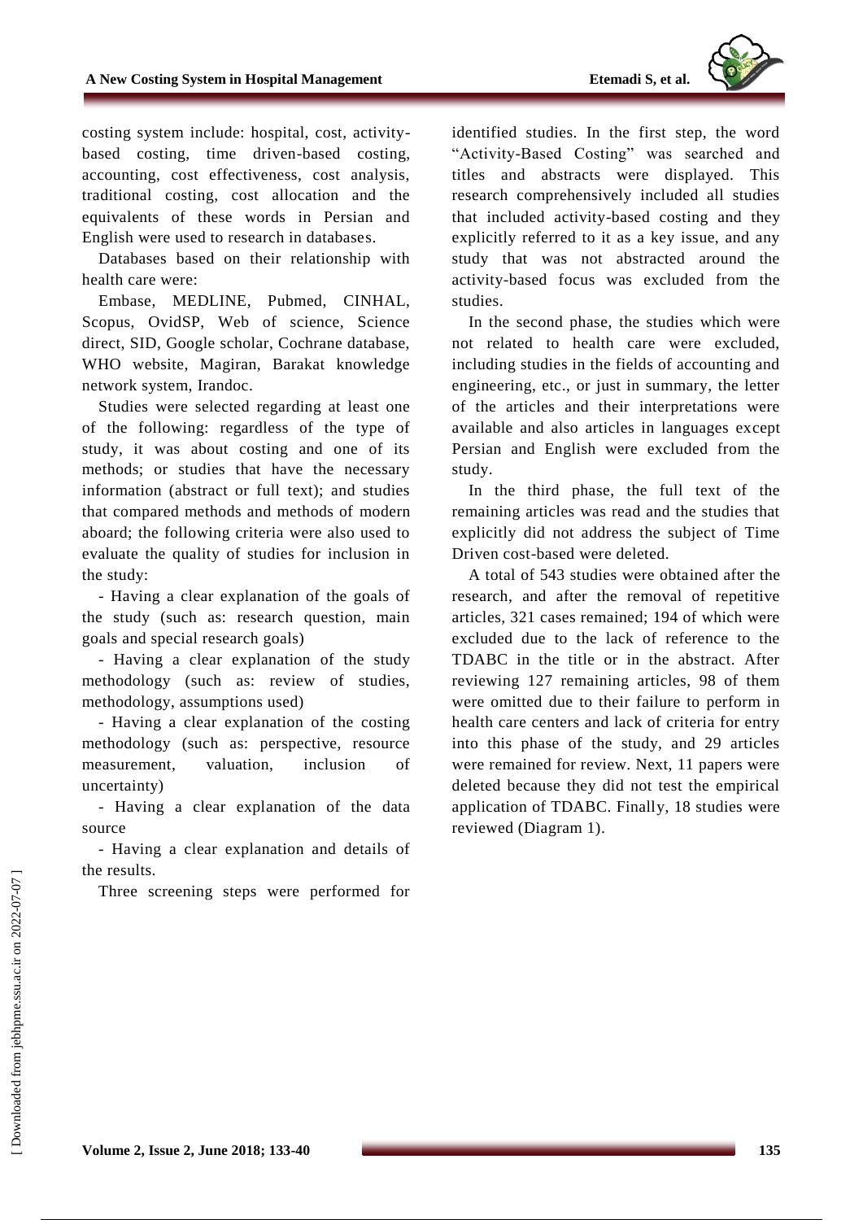costing system include: hospital, cost, activity-based costing, time driven-based costing, accounting, cost effectiveness, cost analysis, traditional costing, cost allocation and the equivalents of these words in Persian and English were used to research in databases.

Databases based on their relationship with health care were:

Embase, MEDLINE, Pubmed, CINHAL, Scopus, OvidSP, Web of science, Science direct, SID, Google scholar, Cochrane database, WHO website, Magiran, Barakat knowledge network system, Irandoc.

Studies were selected regarding at least one of the following: regardless of the type of study, it was about costing and one of its methods; or studies that have the necessary information (abstract or full text); and studies that compared methods and methods of modern aboard; the following criteria were also used to evaluate the quality of studies for inclusion in the study:

- Having a clear explanation of the goals of the study (such as: research question, main goals and special research goals)
- Having a clear explanation of the study methodology (such as: review of studies, methodology, assumptions used)
- Having a clear explanation of the costing methodology (such as: perspective, resource measurement, valuation, inclusion of uncertainty)
- Having a clear explanation of the data source
- Having a clear explanation and details of the results.

Three screening steps were performed for identified studies. In the first step, the word "Activity-Based Costing" was searched and titles and abstracts were displayed. This research comprehensively included all studies that included activity-based costing and they explicitly referred to it as a key issue, and any study that was not abstracted around the activity-based focus was excluded from the studies.

In the second phase, the studies which were not related to health care were excluded, including studies in the fields of accounting and engineering, etc., or just in summary, the letter of the articles and their interpretations were available and also articles in languages except Persian and English were excluded from the study.

In the third phase, the full text of the remaining articles was read and the studies that explicitly did not address the subject of Time Driven cost-based were deleted.

A total of 543 studies were obtained after the research, and after the removal of repetitive articles, 321 cases remained; 194 of which were excluded due to the lack of reference to the TDABC in the title or in the abstract. After reviewing 127 remaining articles, 98 of them were omitted due to their failure to perform in health care centers and lack of criteria for entry into this phase of the study, and 29 articles were remained for review. Next, 11 papers were deleted because they did not test the empirical application of TDABC. Finally, 18 studies were reviewed (Diagram 1).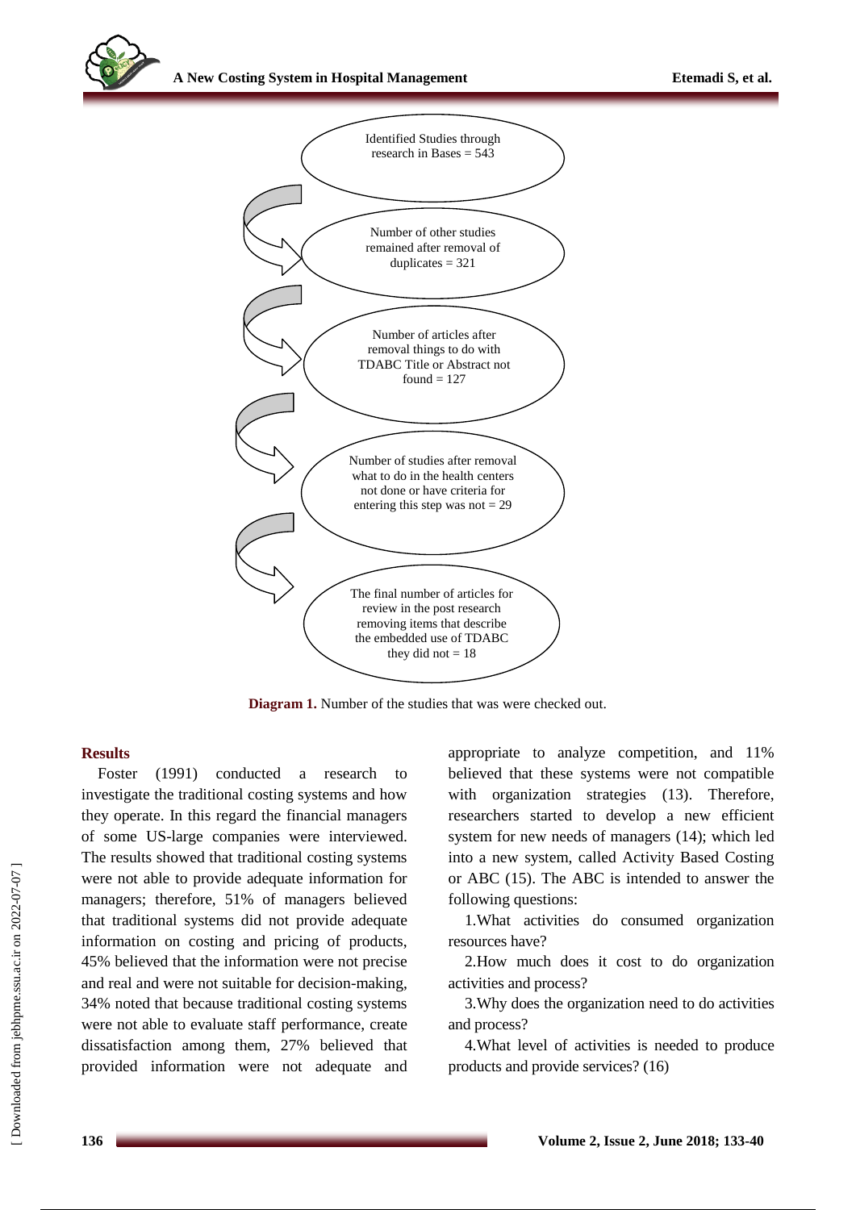Identified Studies through research in Bases = 543

Number of other studies remained after removal of duplicates = 321

Number of articles after removal things to do with TDABC Title or Abstract not found = 127

Number of studies after removal what to do in the health centers not done or have criteria for entering this step was not = 29

The final number of articles for review in the post research removing items that describe the embedded use of TDABC they did not = 18

**Diagram 1.** Number of the studies that was were checked out.

## Results

Foster (1991) conducted a research to investigate the traditional costing systems and how they operate. In this regard the financial managers of some US-large companies were interviewed. The results showed that traditional costing systems were not able to provide adequate information for managers; therefore, 51% of managers believed that traditional systems did not provide adequate information on costing and pricing of products, 45% believed that the information were not precise and real and were not suitable for decision-making, 34% noted that because traditional costing systems were not able to evaluate staff performance, create dissatisfaction among them, 27% believed that provided information were not adequate and appropriate to analyze competition, and 11% believed that these systems were not compatible with organization strategies (13). Therefore, researchers started to develop a new efficient system for new needs of managers (14); which led into a new system, called Activity Based Costing or ABC (15). The ABC is intended to answer the following questions:

1.What activities do consumed organization resources have?

2.How much does it cost to do organization activities and process?

3.Why does the organization need to do activities and process?

4.What level of activities is needed to produce products and provide services? (16)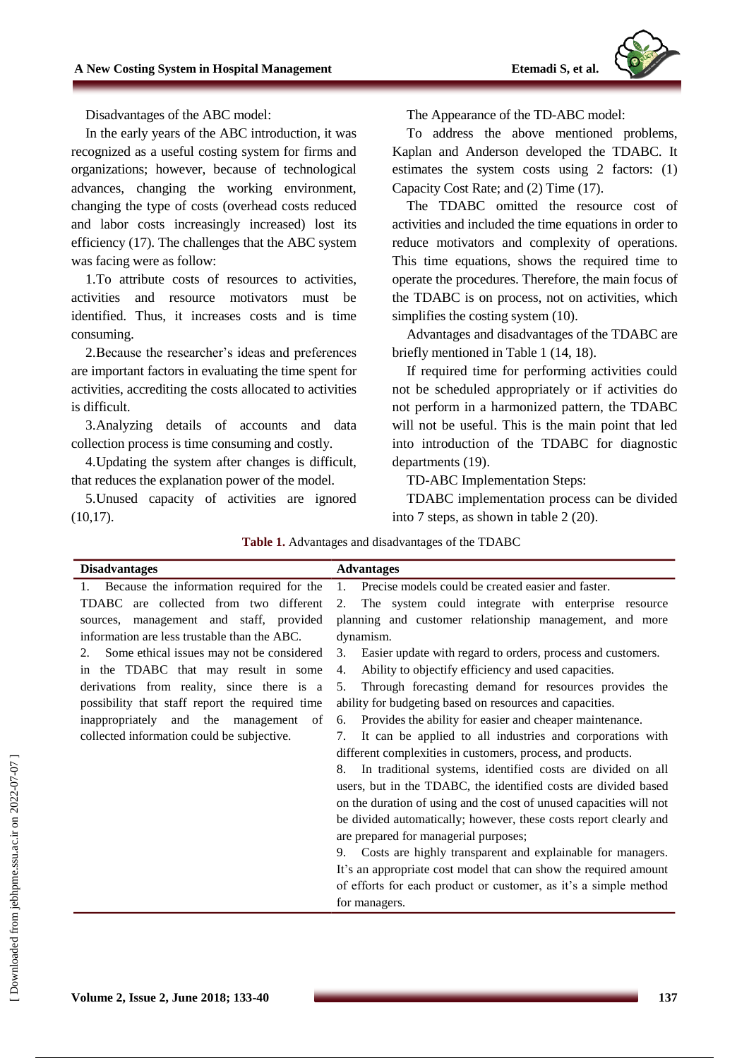Disadvantages of the ABC model:

In the early years of the ABC introduction, it was recognized as a useful costing system for firms and organizations; however, because of technological advances, changing the working environment, changing the type of costs (overhead costs reduced and labor costs increasingly increased) lost its efficiency (17). The challenges that the ABC system was facing were as follow:

1.To attribute costs of resources to activities, activities and resource motivators must be identified. Thus, it increases costs and is time consuming.

2.Because the researcher's ideas and preferences are important factors in evaluating the time spent for activities, accrediting the costs allocated to activities is difficult.

3.Analyzing details of accounts and data collection process is time consuming and costly.

4.Updating the system after changes is difficult, that reduces the explanation power of the model.

5.Unused capacity of activities are ignored (10,17).

The Appearance of the TD-ABC model:

To address the above mentioned problems, Kaplan and Anderson developed the TDABC. It estimates the system costs using 2 factors: (1) Capacity Cost Rate; and (2) Time (17).

The TDABC omitted the resource cost of activities and included the time equations in order to reduce motivators and complexity of operations. This time equations, shows the required time to operate the procedures. Therefore, the main focus of the TDABC is on process, not on activities, which simplifies the costing system (10).

Advantages and disadvantages of the TDABC are briefly mentioned in Table 1 (14, 18).

If required time for performing activities could not be scheduled appropriately or if activities do not perform in a harmonized pattern, the TDABC will not be useful. This is the main point that led into introduction of the TDABC for diagnostic departments (19).

TD-ABC Implementation Steps:

TDABC implementation process can be divided into 7 steps, as shown in table 2 (20).

**Table 1.** Advantages and disadvantages of the TDABC

| Disadvantages | Advantages |
|---|---|
| 1. Because the information required for the TDABC are collected from two different sources, management and staff, provided information are less trustable than the ABC.<br>2. Some ethical issues may not be considered in the TDABC that may result in some derivations from reality, since there is a possibility that staff report the required time inappropriately and the management of collected information could be subjective. | 1. Precise models could be created easier and faster.<br>2. The system could integrate with enterprise resource planning and customer relationship management, and more dynamism.<br>3. Easier update with regard to orders, process and customers.<br>4. Ability to objectify efficiency and used capacities.<br>5. Through forecasting demand for resources provides the ability for budgeting based on resources and capacities.<br>6. Provides the ability for easier and cheaper maintenance.<br>7. It can be applied to all industries and corporations with different complexities in customers, process, and products.<br>8. In traditional systems, identified costs are divided on all users, but in the TDABC, the identified costs are divided based on the duration of using and the cost of unused capacities will not be divided automatically; however, these costs report clearly and are prepared for managerial purposes;<br>9. Costs are highly transparent and explainable for managers. It's an appropriate cost model that can show the required amount of efforts for each product or customer, as it's a simple method for managers. |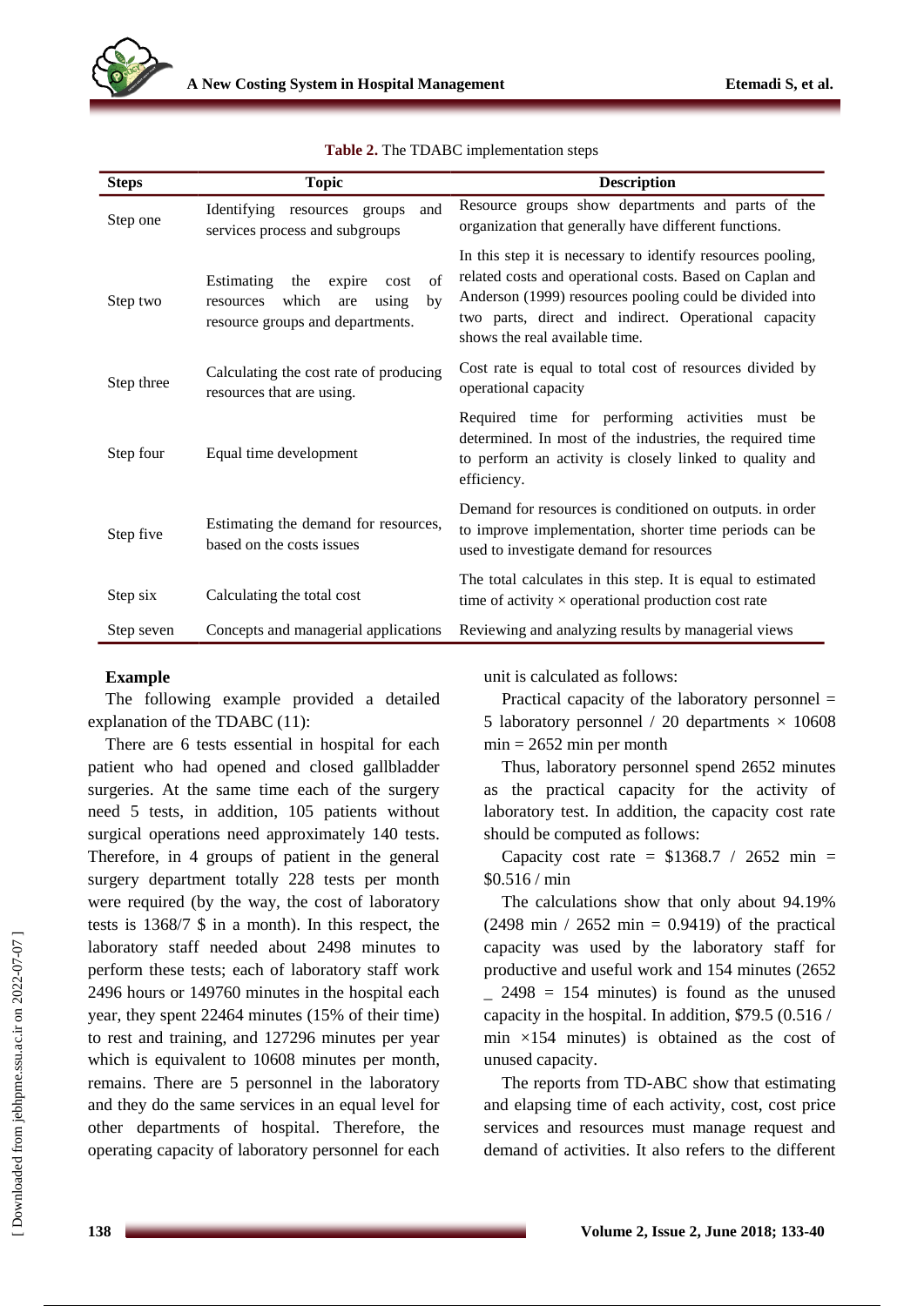**Table 2.** The TDABC implementation steps

| Steps | Topic | Description |
|---|---|---|
| Step one | Identifying resources groups and services process and subgroups | Resource groups show departments and parts of the organization that generally have different functions. |
| Step two | Estimating the expire cost of resources which are using by resource groups and departments. | In this step it is necessary to identify resources pooling, related costs and operational costs. Based on Caplan and Anderson (1999) resources pooling could be divided into two parts, direct and indirect. Operational capacity shows the real available time. |
| Step three | Calculating the cost rate of producing resources that are using. | Cost rate is equal to total cost of resources divided by operational capacity |
| Step four | Equal time development | Required time for performing activities must be determined. In most of the industries, the required time to perform an activity is closely linked to quality and efficiency. |
| Step five | Estimating the demand for resources, based on the costs issues | Demand for resources is conditioned on outputs. in order to improve implementation, shorter time periods can be used to investigate demand for resources |
| Step six | Calculating the total cost | The total calculates in this step. It is equal to estimated time of activity × operational production cost rate |
| Step seven | Concepts and managerial applications | Reviewing and analyzing results by managerial views |

**Example**

The following example provided a detailed explanation of the TDABC (11):

There are 6 tests essential in hospital for each patient who had opened and closed gallbladder surgeries. At the same time each of the surgery need 5 tests, in addition, 105 patients without surgical operations need approximately 140 tests. Therefore, in 4 groups of patient in the general surgery department totally 228 tests per month were required (by the way, the cost of laboratory tests is 1368/7 $ in a month). In this respect, the laboratory staff needed about 2498 minutes to perform these tests; each of laboratory staff work 2496 hours or 149760 minutes in the hospital each year, they spent 22464 minutes (15% of their time) to rest and training, and 127296 minutes per year which is equivalent to 10608 minutes per month, remains. There are 5 personnel in the laboratory and they do the same services in an equal level for other departments of hospital. Therefore, the operating capacity of laboratory personnel for each unit is calculated as follows:

Practical capacity of the laboratory personnel = 5 laboratory personnel / 20 departments × 10608 min = 2652 min per month

Thus, laboratory personnel spend 2652 minutes as the practical capacity for the activity of laboratory test. In addition, the capacity cost rate should be computed as follows:

Capacity cost rate = $1368.7 / 2652 min = $0.516 / min

The calculations show that only about 94.19% (2498 min / 2652 min = 0.9419) of the practical capacity was used by the laboratory staff for productive and useful work and 154 minutes (2652 _ 2498 = 154 minutes) is found as the unused capacity in the hospital. In addition, $79.5 (0.516 / min ×154 minutes) is obtained as the cost of unused capacity.

The reports from TD-ABC show that estimating and elapsing time of each activity, cost, cost price services and resources must manage request and demand of activities. It also refers to the different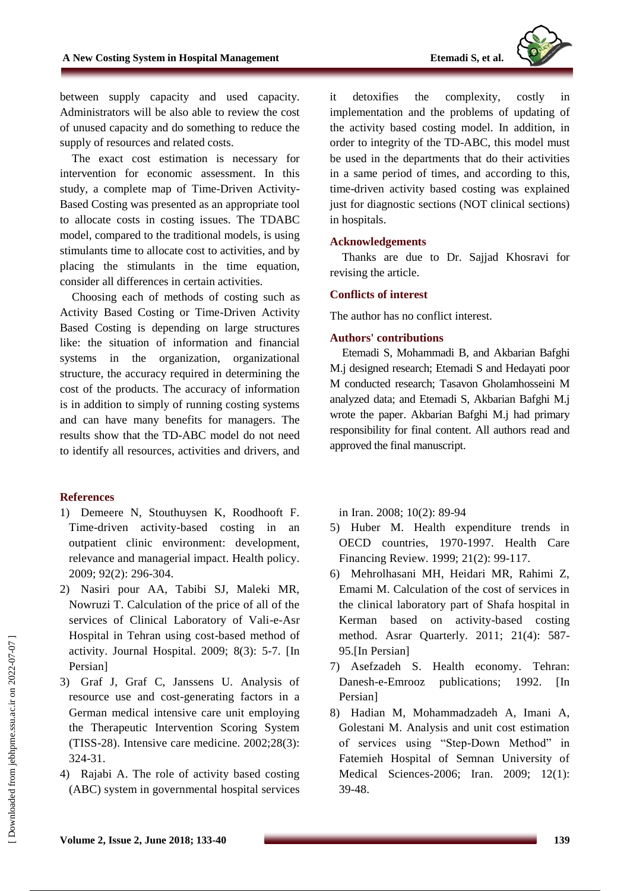between supply capacity and used capacity. Administrators will be also able to review the cost of unused capacity and do something to reduce the supply of resources and related costs.

The exact cost estimation is necessary for intervention for economic assessment. In this study, a complete map of Time-Driven Activity-Based Costing was presented as an appropriate tool to allocate costs in costing issues. The TDABC model, compared to the traditional models, is using stimulants time to allocate cost to activities, and by placing the stimulants in the time equation, consider all differences in certain activities.

Choosing each of methods of costing such as Activity Based Costing or Time-Driven Activity Based Costing is depending on large structures like: the situation of information and financial systems in the organization, organizational structure, the accuracy required in determining the cost of the products. The accuracy of information is in addition to simply of running costing systems and can have many benefits for managers. The results show that the TD-ABC model do not need to identify all resources, activities and drivers, and it detoxifies the complexity, costly in implementation and the problems of updating of the activity based costing model. In addition, in order to integrity of the TD-ABC, this model must be used in the departments that do their activities in a same period of times, and according to this, time-driven activity based costing was explained just for diagnostic sections (NOT clinical sections) in hospitals.

## Acknowledgements

Thanks are due to Dr. Sajjad Khosravi for revising the article.

## Conflicts of interest

The author has no conflict interest.

## Authors' contributions

Etemadi S, Mohammadi B, and Akbarian Bafghi M.j designed research; Etemadi S and Hedayati poor M conducted research; Tasavon Gholamhosseini M analyzed data; and Etemadi S, Akbarian Bafghi M.j wrote the paper. Akbarian Bafghi M.j had primary responsibility for final content. All authors read and approved the final manuscript.

## References

1) Demeere N, Stouthuysen K, Roodhooft F. Time-driven activity-based costing in an outpatient clinic environment: development, relevance and managerial impact. Health policy. 2009; 92(2): 296-304.
2) Nasiri pour AA, Tabibi SJ, Maleki MR, Nowruzi T. Calculation of the price of all of the services of Clinical Laboratory of Vali-e-Asr Hospital in Tehran using cost-based method of activity. Journal Hospital. 2009; 8(3): 5-7. [In Persian]
3) Graf J, Graf C, Janssens U. Analysis of resource use and cost-generating factors in a German medical intensive care unit employing the Therapeutic Intervention Scoring System (TISS-28). Intensive care medicine. 2002;28(3): 324-31.
4) Rajabi A. The role of activity based costing (ABC) system in governmental hospital services in Iran. 2008; 10(2): 89-94
5) Huber M. Health expenditure trends in OECD countries, 1970-1997. Health Care Financing Review. 1999; 21(2): 99-117.
6) Mehrolhasani MH, Heidari MR, Rahimi Z, Emami M. Calculation of the cost of services in the clinical laboratory part of Shafa hospital in Kerman based on activity-based costing method. Asrar Quarterly. 2011; 21(4): 587-95.[In Persian]
7) Asefzadeh S. Health economy. Tehran: Danesh-e-Emrooz publications; 1992. [In Persian]
8) Hadian M, Mohammadzadeh A, Imani A, Golestani M. Analysis and unit cost estimation of services using "Step-Down Method" in Fatemieh Hospital of Semnan University of Medical Sciences-2006; Iran. 2009; 12(1): 39-48.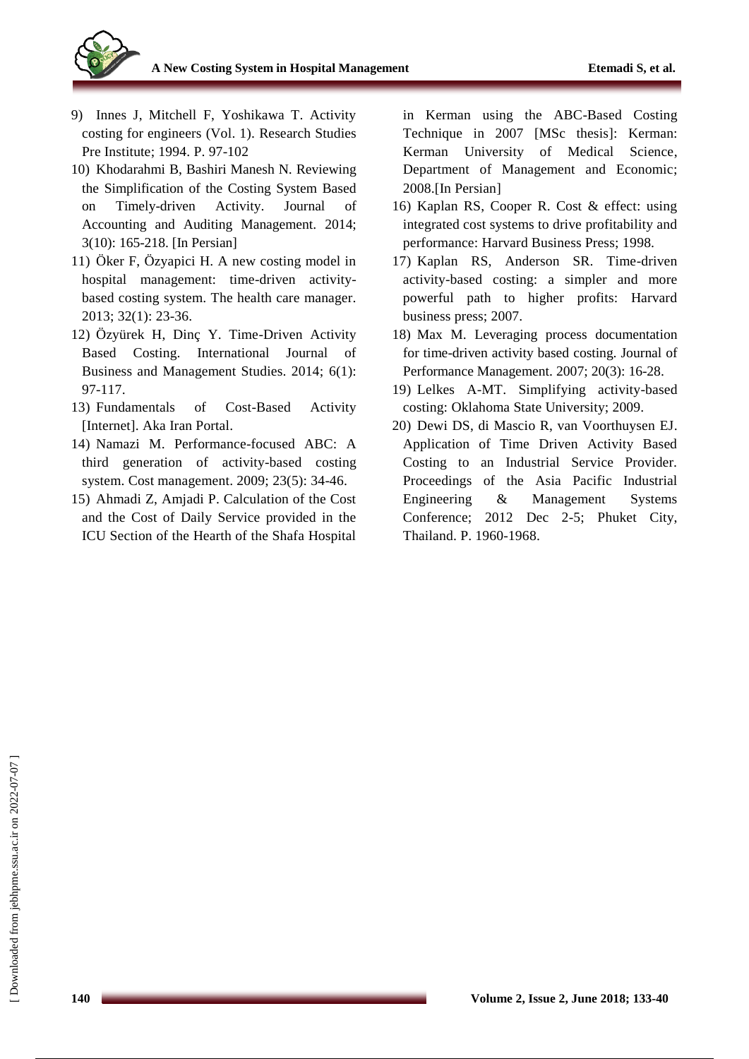9) Innes J, Mitchell F, Yoshikawa T. Activity costing for engineers (Vol. 1). Research Studies Pre Institute; 1994. P. 97-102

10) Khodarahmi B, Bashiri Manesh N. Reviewing the Simplification of the Costing System Based on Timely-driven Activity. Journal of Accounting and Auditing Management. 2014; 3(10): 165-218. [In Persian]

11) Öker F, Özyapici H. A new costing model in hospital management: time-driven activity-based costing system. The health care manager. 2013; 32(1): 23-36.

12) Özyürek H, Dinç Y. Time-Driven Activity Based Costing. International Journal of Business and Management Studies. 2014; 6(1): 97-117.

13) Fundamentals of Cost-Based Activity [Internet]. Aka Iran Portal.

14) Namazi M. Performance-focused ABC: A third generation of activity-based costing system. Cost management. 2009; 23(5): 34-46.

15) Ahmadi Z, Amjadi P. Calculation of the Cost and the Cost of Daily Service provided in the ICU Section of the Hearth of the Shafa Hospital in Kerman using the ABC-Based Costing Technique in 2007 [MSc thesis]: Kerman: Kerman University of Medical Science, Department of Management and Economic; 2008.[In Persian]

16) Kaplan RS, Cooper R. Cost & effect: using integrated cost systems to drive profitability and performance: Harvard Business Press; 1998.

17) Kaplan RS, Anderson SR. Time-driven activity-based costing: a simpler and more powerful path to higher profits: Harvard business press; 2007.

18) Max M. Leveraging process documentation for time-driven activity based costing. Journal of Performance Management. 2007; 20(3): 16-28.

19) Lelkes A-MT. Simplifying activity-based costing: Oklahoma State University; 2009.

20) Dewi DS, di Mascio R, van Voorthuysen EJ. Application of Time Driven Activity Based Costing to an Industrial Service Provider. Proceedings of the Asia Pacific Industrial Engineering & Management Systems Conference; 2012 Dec 2-5; Phuket City, Thailand. P. 1960-1968.